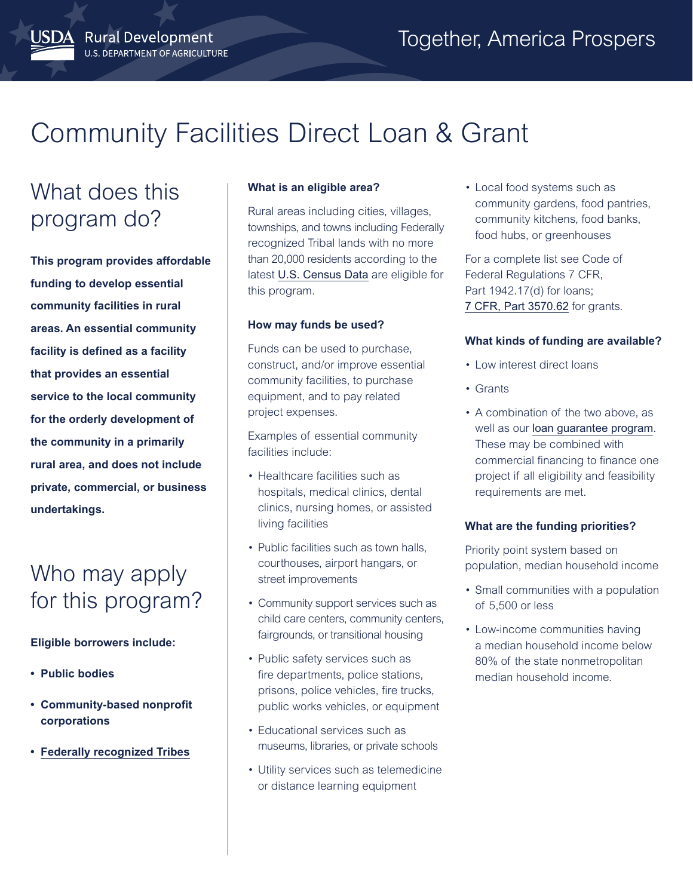USDA Rural Development
U.S. DEPARTMENT OF AGRICULTURE

Together, America Prospers

# Community Facilities Direct Loan & Grant

## What does this program do?

**This program provides affordable funding to develop essential community facilities in rural areas. An essential community facility is defined as a facility that provides an essential service to the local community for the orderly development of the community in a primarily rural area, and does not include private, commercial, or business undertakings.**

## Who may apply for this program?

**Eligible borrowers include:**

- **Public bodies**
- **Community-based nonprofit corporations**
- **Federally recognized Tribes**

### What is an eligible area?

Rural areas including cities, villages, townships, and towns including Federally recognized Tribal lands with no more than 20,000 residents according to the latest U.S. Census Data are eligible for this program.

### How may funds be used?

Funds can be used to purchase, construct, and/or improve essential community facilities, to purchase equipment, and to pay related project expenses.

Examples of essential community facilities include:

- Healthcare facilities such as hospitals, medical clinics, dental clinics, nursing homes, or assisted living facilities
- Public facilities such as town halls, courthouses, airport hangars, or street improvements
- Community support services such as child care centers, community centers, fairgrounds, or transitional housing
- Public safety services such as fire departments, police stations, prisons, police vehicles, fire trucks, public works vehicles, or equipment
- Educational services such as museums, libraries, or private schools
- Utility services such as telemedicine or distance learning equipment
- Local food systems such as community gardens, food pantries, community kitchens, food banks, food hubs, or greenhouses

For a complete list see Code of Federal Regulations 7 CFR, Part 1942.17(d) for loans; 7 CFR, Part 3570.62 for grants.

### What kinds of funding are available?

- Low interest direct loans
- Grants
- A combination of the two above, as well as our loan guarantee program. These may be combined with commercial financing to finance one project if all eligibility and feasibility requirements are met.

### What are the funding priorities?

Priority point system based on population, median household income

- Small communities with a population of 5,500 or less
- Low-income communities having a median household income below 80% of the state nonmetropolitan median household income.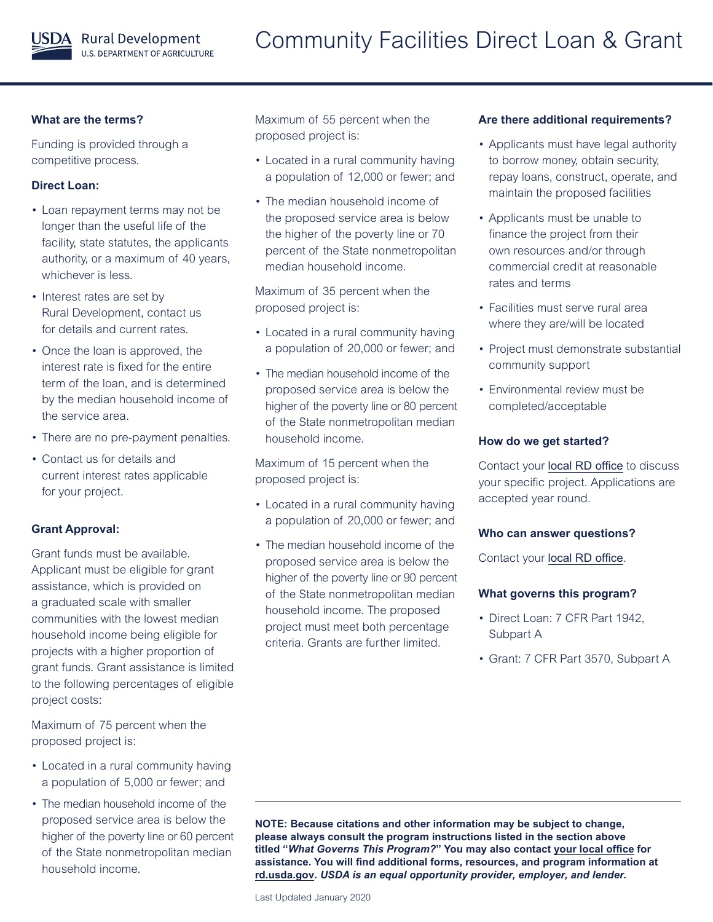# Community Facilities Direct Loan & Grant

### What are the terms?

Funding is provided through a competitive process.

#### Direct Loan:

- Loan repayment terms may not be longer than the useful life of the facility, state statutes, the applicants authority, or a maximum of 40 years, whichever is less.
- Interest rates are set by Rural Development, contact us for details and current rates.
- Once the loan is approved, the interest rate is fixed for the entire term of the loan, and is determined by the median household income of the service area.
- There are no pre-payment penalties.
- Contact us for details and current interest rates applicable for your project.

#### Grant Approval:

Grant funds must be available. Applicant must be eligible for grant assistance, which is provided on a graduated scale with smaller communities with the lowest median household income being eligible for projects with a higher proportion of grant funds. Grant assistance is limited to the following percentages of eligible project costs:

Maximum of 75 percent when the proposed project is:

- Located in a rural community having a population of 5,000 or fewer; and
- The median household income of the proposed service area is below the higher of the poverty line or 60 percent of the State nonmetropolitan median household income.

Maximum of 55 percent when the proposed project is:

- Located in a rural community having a population of 12,000 or fewer; and
- The median household income of the proposed service area is below the higher of the poverty line or 70 percent of the State nonmetropolitan median household income.

Maximum of 35 percent when the proposed project is:

- Located in a rural community having a population of 20,000 or fewer; and
- The median household income of the proposed service area is below the higher of the poverty line or 80 percent of the State nonmetropolitan median household income.

Maximum of 15 percent when the proposed project is:

- Located in a rural community having a population of 20,000 or fewer; and
- The median household income of the proposed service area is below the higher of the poverty line or 90 percent of the State nonmetropolitan median household income. The proposed project must meet both percentage criteria. Grants are further limited.

### Are there additional requirements?

- Applicants must have legal authority to borrow money, obtain security, repay loans, construct, operate, and maintain the proposed facilities
- Applicants must be unable to finance the project from their own resources and/or through commercial credit at reasonable rates and terms
- Facilities must serve rural area where they are/will be located
- Project must demonstrate substantial community support
- Environmental review must be completed/acceptable

### How do we get started?

Contact your local RD office to discuss your specific project. Applications are accepted year round.

### Who can answer questions?

Contact your local RD office.

### What governs this program?

- Direct Loan: 7 CFR Part 1942, Subpart A
- Grant: 7 CFR Part 3570, Subpart A

**NOTE: Because citations and other information may be subject to change, please always consult the program instructions listed in the section above titled "*What Governs This Program?*" You may also contact your local office for assistance. You will find additional forms, resources, and program information at rd.usda.gov. *USDA is an equal opportunity provider, employer, and lender.***

Last Updated January 2020